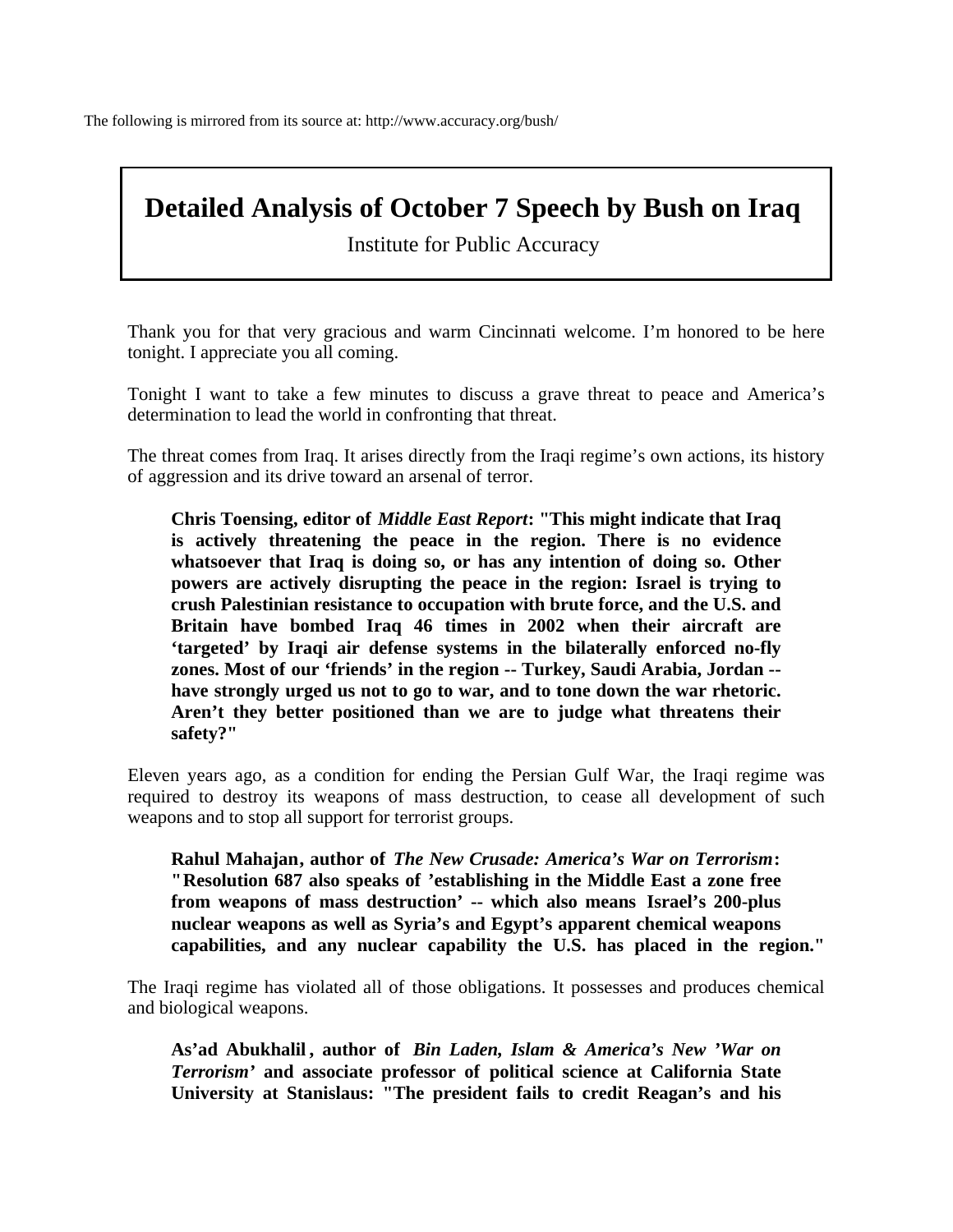The following is mirrored from its source at: http://www.accuracy.org/bush/

# Detailed Analysis of October 7 Speech by Bush on Iraq

Institute for Public Accuracy

Thank you for that very gracious and warm Cincinnati welcome. I'm honored to be here tonight. I appreciate you all coming.

Tonight I want to take a few minutes to discuss a grave threat to peace and America's determination to lead the world in confronting that threat.

The threat comes from Iraq. It arises directly from the Iraqi regime's own actions, its history of aggression and its drive toward an arsenal of terror.

> **Chris Toensing, editor of *Middle East Report*: "This might indicate that Iraq is actively threatening the peace in the region. There is no evidence whatsoever that Iraq is doing so, or has any intention of doing so. Other powers are actively disrupting the peace in the region: Israel is trying to crush Palestinian resistance to occupation with brute force, and the U.S. and Britain have bombed Iraq 46 times in 2002 when their aircraft are 'targeted' by Iraqi air defense systems in the bilaterally enforced no-fly zones. Most of our 'friends' in the region -- Turkey, Saudi Arabia, Jordan -- have strongly urged us not to go to war, and to tone down the war rhetoric. Aren't they better positioned than we are to judge what threatens their safety?"**

Eleven years ago, as a condition for ending the Persian Gulf War, the Iraqi regime was required to destroy its weapons of mass destruction, to cease all development of such weapons and to stop all support for terrorist groups.

> **Rahul Mahajan, author of *The New Crusade: America's War on Terrorism*: "Resolution 687 also speaks of 'establishing in the Middle East a zone free from weapons of mass destruction' -- which also means Israel's 200-plus nuclear weapons as well as Syria's and Egypt's apparent chemical weapons capabilities, and any nuclear capability the U.S. has placed in the region."**

The Iraqi regime has violated all of those obligations. It possesses and produces chemical and biological weapons.

> **As'ad Abukhalil, author of *Bin Laden, Islam & America's New 'War on Terrorism'* and associate professor of political science at California State University at Stanislaus: "The president fails to credit Reagan's and his**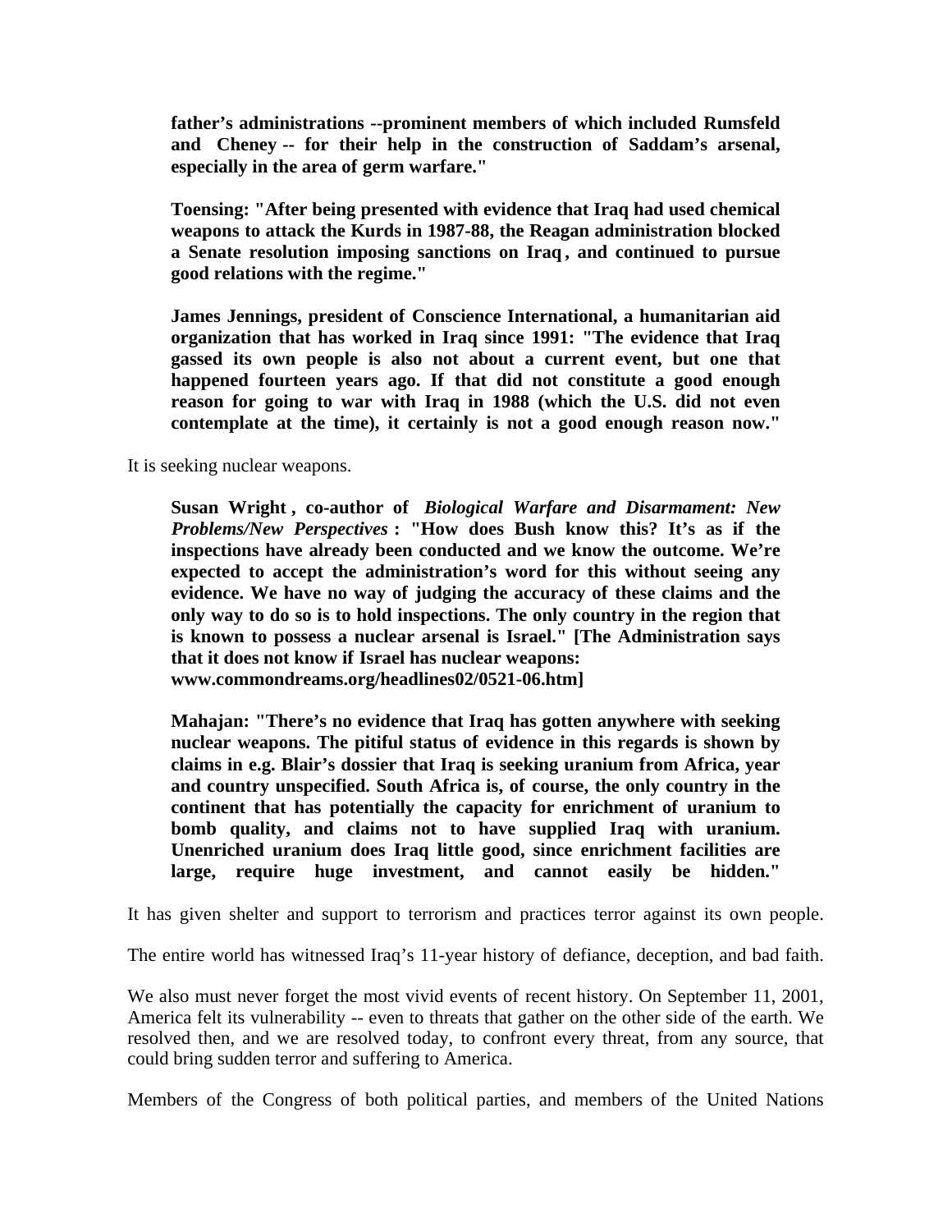**father's administrations --prominent members of which included Rumsfeld and Cheney -- for their help in the construction of Saddam's arsenal, especially in the area of germ warfare."**

**Toensing: "After being presented with evidence that Iraq had used chemical weapons to attack the Kurds in 1987-88, the Reagan administration blocked a Senate resolution imposing sanctions on Iraq, and continued to pursue good relations with the regime."**

**James Jennings, president of Conscience International, a humanitarian aid organization that has worked in Iraq since 1991: "The evidence that Iraq gassed its own people is also not about a current event, but one that happened fourteen years ago. If that did not constitute a good enough reason for going to war with Iraq in 1988 (which the U.S. did not even contemplate at the time), it certainly is not a good enough reason now."**

It is seeking nuclear weapons.

**Susan Wright, co-author of *Biological Warfare and Disarmament: New Problems/New Perspectives*: "How does Bush know this? It's as if the inspections have already been conducted and we know the outcome. We're expected to accept the administration's word for this without seeing any evidence. We have no way of judging the accuracy of these claims and the only way to do so is to hold inspections. The only country in the region that is known to possess a nuclear arsenal is Israel." [The Administration says that it does not know if Israel has nuclear weapons: www.commondreams.org/headlines02/0521-06.htm]**

**Mahajan: "There's no evidence that Iraq has gotten anywhere with seeking nuclear weapons. The pitiful status of evidence in this regards is shown by claims in e.g. Blair's dossier that Iraq is seeking uranium from Africa, year and country unspecified. South Africa is, of course, the only country in the continent that has potentially the capacity for enrichment of uranium to bomb quality, and claims not to have supplied Iraq with uranium. Unenriched uranium does Iraq little good, since enrichment facilities are large, require huge investment, and cannot easily be hidden."**

It has given shelter and support to terrorism and practices terror against its own people.

The entire world has witnessed Iraq's 11-year history of defiance, deception, and bad faith.

We also must never forget the most vivid events of recent history. On September 11, 2001, America felt its vulnerability -- even to threats that gather on the other side of the earth. We resolved then, and we are resolved today, to confront every threat, from any source, that could bring sudden terror and suffering to America.

Members of the Congress of both political parties, and members of the United Nations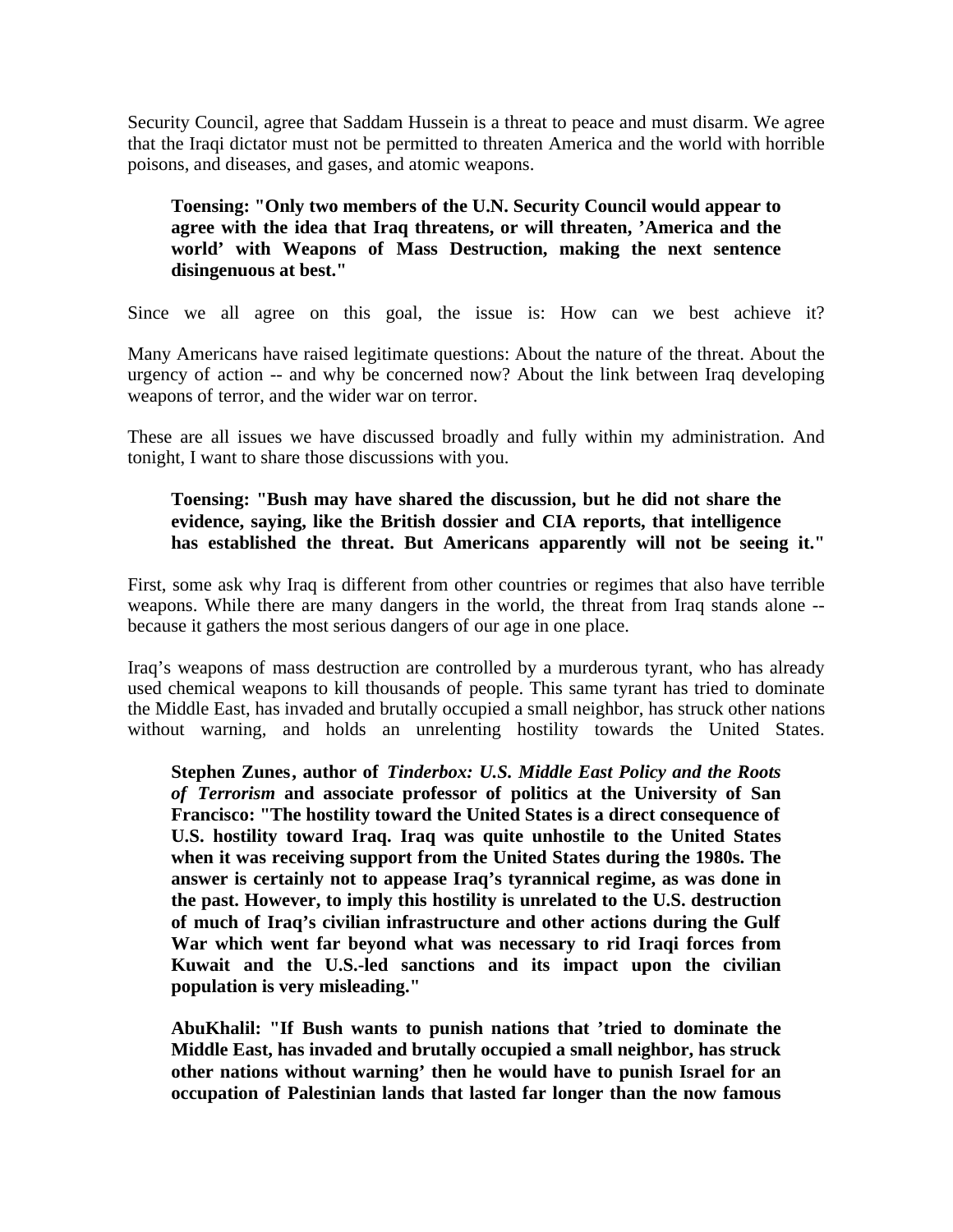Security Council, agree that Saddam Hussein is a threat to peace and must disarm. We agree that the Iraqi dictator must not be permitted to threaten America and the world with horrible poisons, and diseases, and gases, and atomic weapons.

> **Toensing: "Only two members of the U.N. Security Council would appear to agree with the idea that Iraq threatens, or will threaten, 'America and the world' with Weapons of Mass Destruction, making the next sentence disingenuous at best."**

Since we all agree on this goal, the issue is: How can we best achieve it?

Many Americans have raised legitimate questions: About the nature of the threat. About the urgency of action -- and why be concerned now? About the link between Iraq developing weapons of terror, and the wider war on terror.

These are all issues we have discussed broadly and fully within my administration. And tonight, I want to share those discussions with you.

> **Toensing: "Bush may have shared the discussion, but he did not share the evidence, saying, like the British dossier and CIA reports, that intelligence has established the threat. But Americans apparently will not be seeing it."**

First, some ask why Iraq is different from other countries or regimes that also have terrible weapons. While there are many dangers in the world, the threat from Iraq stands alone -- because it gathers the most serious dangers of our age in one place.

Iraq's weapons of mass destruction are controlled by a murderous tyrant, who has already used chemical weapons to kill thousands of people. This same tyrant has tried to dominate the Middle East, has invaded and brutally occupied a small neighbor, has struck other nations without warning, and holds an unrelenting hostility towards the United States.

> **Stephen Zunes, author of *Tinderbox: U.S. Middle East Policy and the Roots of Terrorism* and associate professor of politics at the University of San Francisco: "The hostility toward the United States is a direct consequence of U.S. hostility toward Iraq. Iraq was quite unhostile to the United States when it was receiving support from the United States during the 1980s. The answer is certainly not to appease Iraq's tyrannical regime, as was done in the past. However, to imply this hostility is unrelated to the U.S. destruction of much of Iraq's civilian infrastructure and other actions during the Gulf War which went far beyond what was necessary to rid Iraqi forces from Kuwait and the U.S.-led sanctions and its impact upon the civilian population is very misleading."**

> **AbuKhalil: "If Bush wants to punish nations that 'tried to dominate the Middle East, has invaded and brutally occupied a small neighbor, has struck other nations without warning' then he would have to punish Israel for an occupation of Palestinian lands that lasted far longer than the now famous**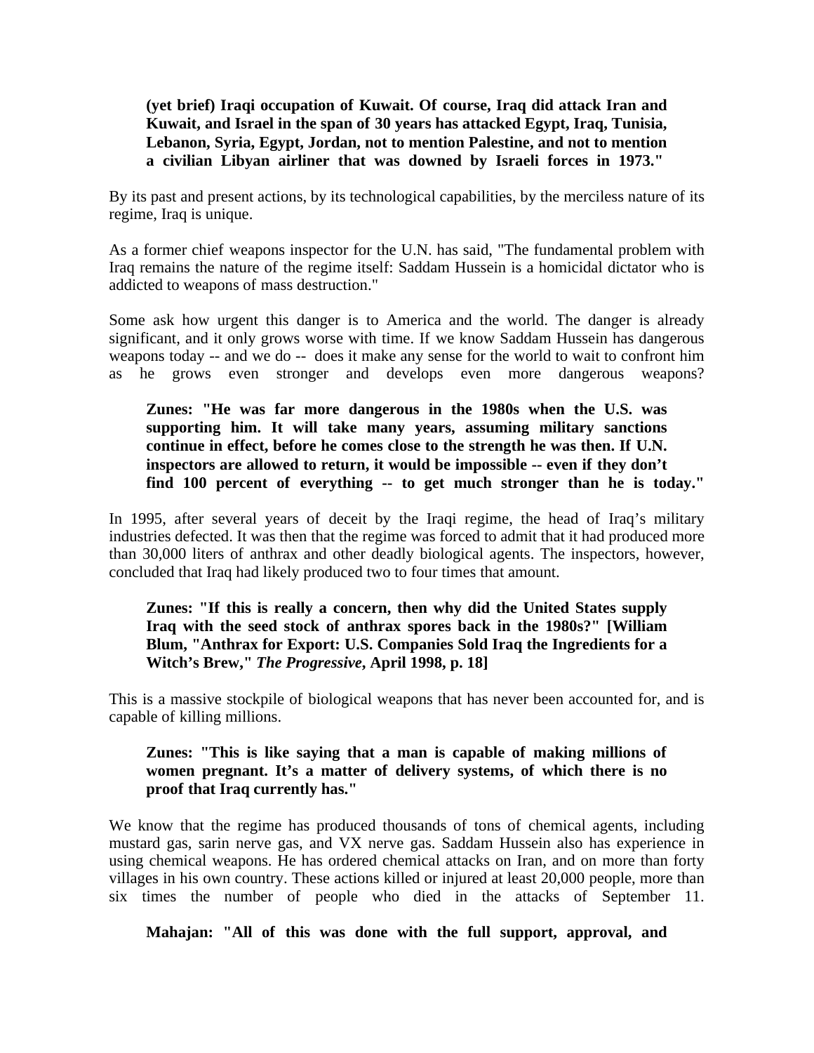**(yet brief) Iraqi occupation of Kuwait. Of course, Iraq did attack Iran and Kuwait, and Israel in the span of 30 years has attacked Egypt, Iraq, Tunisia, Lebanon, Syria, Egypt, Jordan, not to mention Palestine, and not to mention a civilian Libyan airliner that was downed by Israeli forces in 1973."**

By its past and present actions, by its technological capabilities, by the merciless nature of its regime, Iraq is unique.

As a former chief weapons inspector for the U.N. has said, "The fundamental problem with Iraq remains the nature of the regime itself: Saddam Hussein is a homicidal dictator who is addicted to weapons of mass destruction."

Some ask how urgent this danger is to America and the world. The danger is already significant, and it only grows worse with time. If we know Saddam Hussein has dangerous weapons today -- and we do -- does it make any sense for the world to wait to confront him as he grows even stronger and develops even more dangerous weapons?

**Zunes: "He was far more dangerous in the 1980s when the U.S. was supporting him. It will take many years, assuming military sanctions continue in effect, before he comes close to the strength he was then. If U.N. inspectors are allowed to return, it would be impossible -- even if they don't find 100 percent of everything -- to get much stronger than he is today."**

In 1995, after several years of deceit by the Iraqi regime, the head of Iraq's military industries defected. It was then that the regime was forced to admit that it had produced more than 30,000 liters of anthrax and other deadly biological agents. The inspectors, however, concluded that Iraq had likely produced two to four times that amount.

**Zunes: "If this is really a concern, then why did the United States supply Iraq with the seed stock of anthrax spores back in the 1980s?" [William Blum, "Anthrax for Export: U.S. Companies Sold Iraq the Ingredients for a Witch's Brew," *The Progressive*, April 1998, p. 18]**

This is a massive stockpile of biological weapons that has never been accounted for, and is capable of killing millions.

**Zunes: "This is like saying that a man is capable of making millions of women pregnant. It's a matter of delivery systems, of which there is no proof that Iraq currently has."**

We know that the regime has produced thousands of tons of chemical agents, including mustard gas, sarin nerve gas, and VX nerve gas. Saddam Hussein also has experience in using chemical weapons. He has ordered chemical attacks on Iran, and on more than forty villages in his own country. These actions killed or injured at least 20,000 people, more than six times the number of people who died in the attacks of September 11.

**Mahajan: "All of this was done with the full support, approval, and**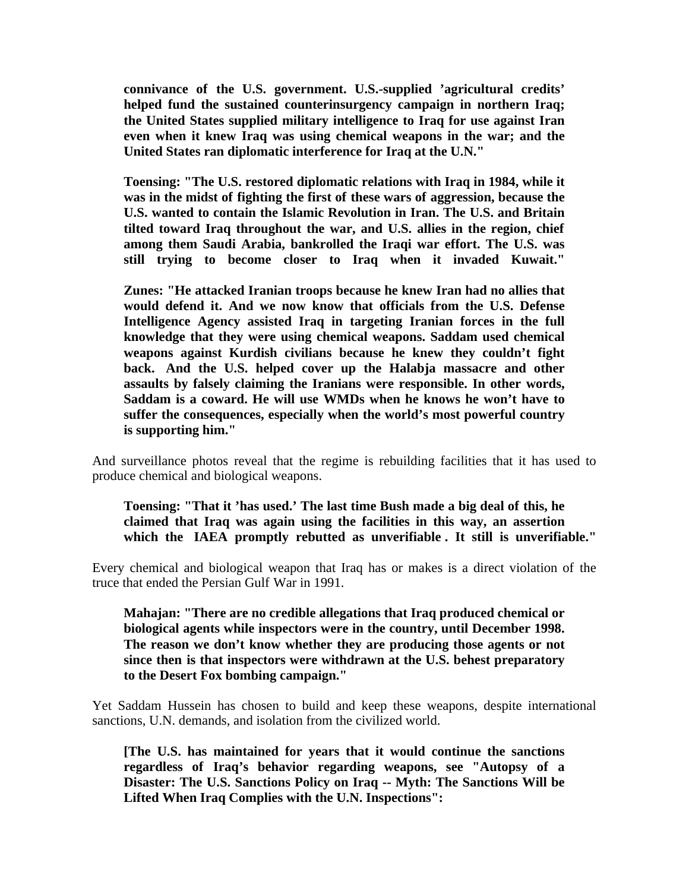**connivance of the U.S. government. U.S.-supplied 'agricultural credits' helped fund the sustained counterinsurgency campaign in northern Iraq; the United States supplied military intelligence to Iraq for use against Iran even when it knew Iraq was using chemical weapons in the war; and the United States ran diplomatic interference for Iraq at the U.N."**

**Toensing: "The U.S. restored diplomatic relations with Iraq in 1984, while it was in the midst of fighting the first of these wars of aggression, because the U.S. wanted to contain the Islamic Revolution in Iran. The U.S. and Britain tilted toward Iraq throughout the war, and U.S. allies in the region, chief among them Saudi Arabia, bankrolled the Iraqi war effort. The U.S. was still trying to become closer to Iraq when it invaded Kuwait."**

**Zunes: "He attacked Iranian troops because he knew Iran had no allies that would defend it. And we now know that officials from the U.S. Defense Intelligence Agency assisted Iraq in targeting Iranian forces in the full knowledge that they were using chemical weapons. Saddam used chemical weapons against Kurdish civilians because he knew they couldn't fight back. And the U.S. helped cover up the Halabja massacre and other assaults by falsely claiming the Iranians were responsible. In other words, Saddam is a coward. He will use WMDs when he knows he won't have to suffer the consequences, especially when the world's most powerful country is supporting him."**

And surveillance photos reveal that the regime is rebuilding facilities that it has used to produce chemical and biological weapons.

**Toensing: "That it 'has used.' The last time Bush made a big deal of this, he claimed that Iraq was again using the facilities in this way, an assertion which the IAEA promptly rebutted as unverifiable . It still is unverifiable."**

Every chemical and biological weapon that Iraq has or makes is a direct violation of the truce that ended the Persian Gulf War in 1991.

**Mahajan: "There are no credible allegations that Iraq produced chemical or biological agents while inspectors were in the country, until December 1998. The reason we don't know whether they are producing those agents or not since then is that inspectors were withdrawn at the U.S. behest preparatory to the Desert Fox bombing campaign."**

Yet Saddam Hussein has chosen to build and keep these weapons, despite international sanctions, U.N. demands, and isolation from the civilized world.

**[The U.S. has maintained for years that it would continue the sanctions regardless of Iraq's behavior regarding weapons, see "Autopsy of a Disaster: The U.S. Sanctions Policy on Iraq -- Myth: The Sanctions Will be Lifted When Iraq Complies with the U.N. Inspections":**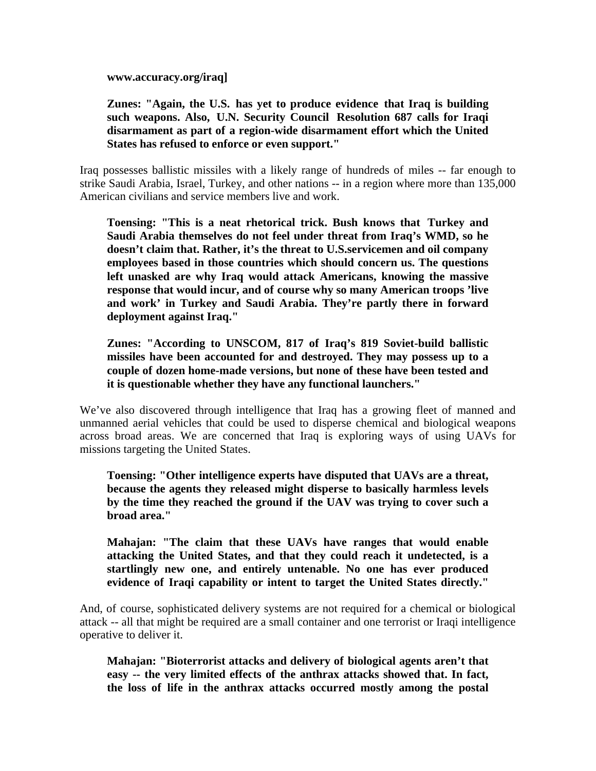**www.accuracy.org/iraq]**

> **Zunes: "Again, the U.S. has yet to produce evidence that Iraq is building such weapons. Also, U.N. Security Council Resolution 687 calls for Iraqi disarmament as part of a region-wide disarmament effort which the United States has refused to enforce or even support."**

Iraq possesses ballistic missiles with a likely range of hundreds of miles -- far enough to strike Saudi Arabia, Israel, Turkey, and other nations -- in a region where more than 135,000 American civilians and service members live and work.

> **Toensing: "This is a neat rhetorical trick. Bush knows that Turkey and Saudi Arabia themselves do not feel under threat from Iraq's WMD, so he doesn't claim that. Rather, it's the threat to U.S.servicemen and oil company employees based in those countries which should concern us. The questions left unasked are why Iraq would attack Americans, knowing the massive response that would incur, and of course why so many American troops 'live and work' in Turkey and Saudi Arabia. They're partly there in forward deployment against Iraq."**

> **Zunes: "According to UNSCOM, 817 of Iraq's 819 Soviet-build ballistic missiles have been accounted for and destroyed. They may possess up to a couple of dozen home-made versions, but none of these have been tested and it is questionable whether they have any functional launchers."**

We've also discovered through intelligence that Iraq has a growing fleet of manned and unmanned aerial vehicles that could be used to disperse chemical and biological weapons across broad areas. We are concerned that Iraq is exploring ways of using UAVs for missions targeting the United States.

> **Toensing: "Other intelligence experts have disputed that UAVs are a threat, because the agents they released might disperse to basically harmless levels by the time they reached the ground if the UAV was trying to cover such a broad area."**

> **Mahajan: "The claim that these UAVs have ranges that would enable attacking the United States, and that they could reach it undetected, is a startlingly new one, and entirely untenable. No one has ever produced evidence of Iraqi capability or intent to target the United States directly."**

And, of course, sophisticated delivery systems are not required for a chemical or biological attack -- all that might be required are a small container and one terrorist or Iraqi intelligence operative to deliver it.

> **Mahajan: "Bioterrorist attacks and delivery of biological agents aren't that easy -- the very limited effects of the anthrax attacks showed that. In fact, the loss of life in the anthrax attacks occurred mostly among the postal**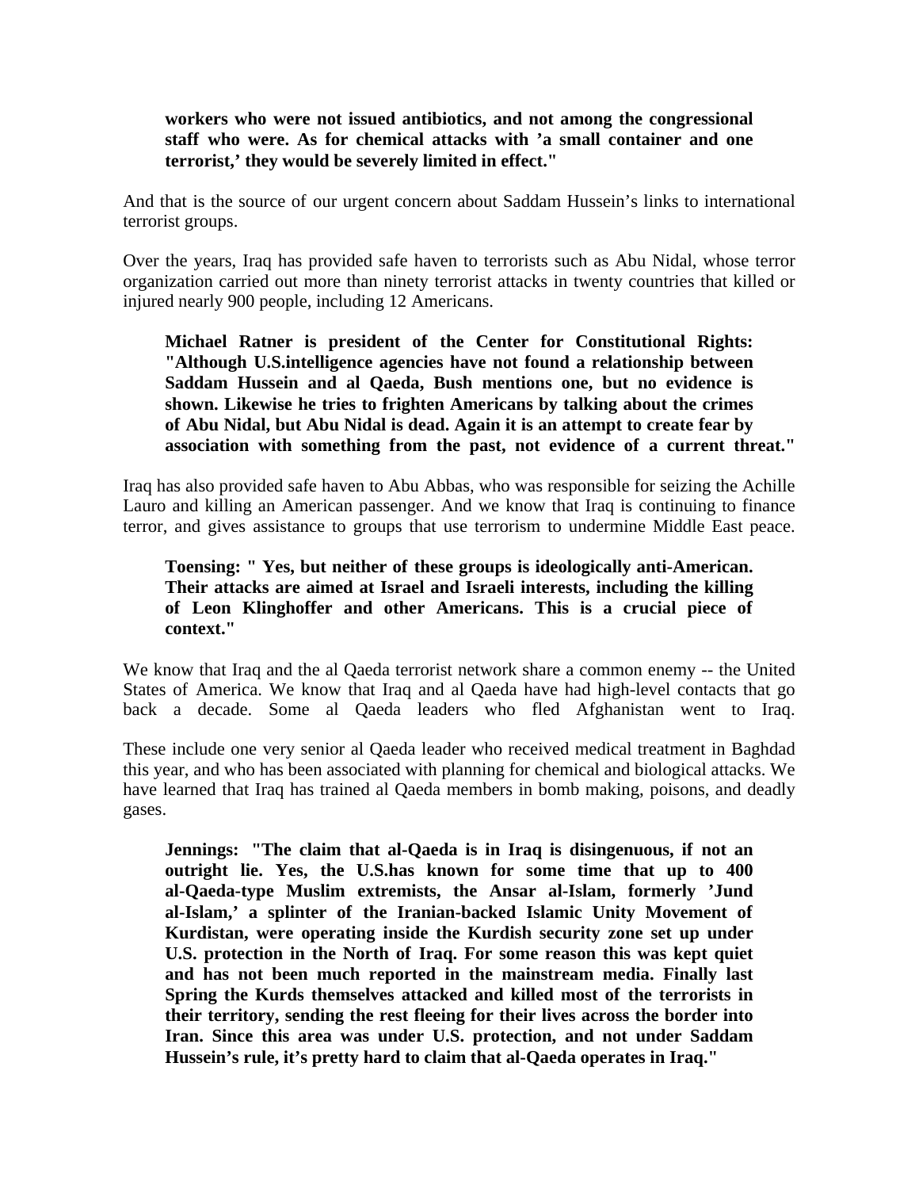> **workers who were not issued antibiotics, and not among the congressional staff who were. As for chemical attacks with 'a small container and one terrorist,' they would be severely limited in effect."**

And that is the source of our urgent concern about Saddam Hussein's links to international terrorist groups.

Over the years, Iraq has provided safe haven to terrorists such as Abu Nidal, whose terror organization carried out more than ninety terrorist attacks in twenty countries that killed or injured nearly 900 people, including 12 Americans.

> **Michael Ratner is president of the Center for Constitutional Rights: "Although U.S.intelligence agencies have not found a relationship between Saddam Hussein and al Qaeda, Bush mentions one, but no evidence is shown. Likewise he tries to frighten Americans by talking about the crimes of Abu Nidal, but Abu Nidal is dead. Again it is an attempt to create fear by association with something from the past, not evidence of a current threat."**

Iraq has also provided safe haven to Abu Abbas, who was responsible for seizing the Achille Lauro and killing an American passenger. And we know that Iraq is continuing to finance terror, and gives assistance to groups that use terrorism to undermine Middle East peace.

> **Toensing: " Yes, but neither of these groups is ideologically anti-American. Their attacks are aimed at Israel and Israeli interests, including the killing of Leon Klinghoffer and other Americans. This is a crucial piece of context."**

We know that Iraq and the al Qaeda terrorist network share a common enemy -- the United States of America. We know that Iraq and al Qaeda have had high-level contacts that go back a decade. Some al Qaeda leaders who fled Afghanistan went to Iraq.

These include one very senior al Qaeda leader who received medical treatment in Baghdad this year, and who has been associated with planning for chemical and biological attacks. We have learned that Iraq has trained al Qaeda members in bomb making, poisons, and deadly gases.

> **Jennings: "The claim that al-Qaeda is in Iraq is disingenuous, if not an outright lie. Yes, the U.S.has known for some time that up to 400 al-Qaeda-type Muslim extremists, the Ansar al-Islam, formerly 'Jund al-Islam,' a splinter of the Iranian-backed Islamic Unity Movement of Kurdistan, were operating inside the Kurdish security zone set up under U.S. protection in the North of Iraq. For some reason this was kept quiet and has not been much reported in the mainstream media. Finally last Spring the Kurds themselves attacked and killed most of the terrorists in their territory, sending the rest fleeing for their lives across the border into Iran. Since this area was under U.S. protection, and not under Saddam Hussein's rule, it's pretty hard to claim that al-Qaeda operates in Iraq."**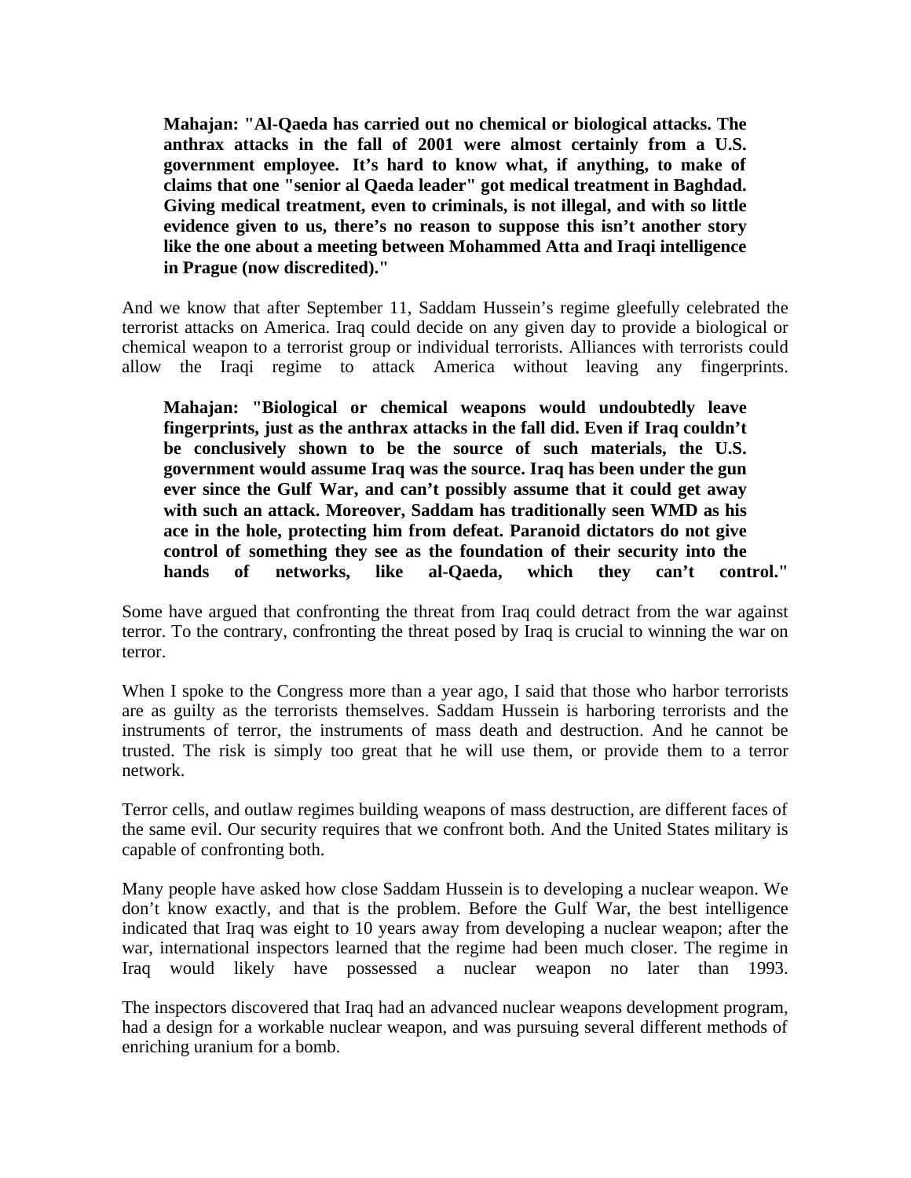> **Mahajan: "Al-Qaeda has carried out no chemical or biological attacks. The anthrax attacks in the fall of 2001 were almost certainly from a U.S. government employee. It's hard to know what, if anything, to make of claims that one "senior al Qaeda leader" got medical treatment in Baghdad. Giving medical treatment, even to criminals, is not illegal, and with so little evidence given to us, there's no reason to suppose this isn't another story like the one about a meeting between Mohammed Atta and Iraqi intelligence in Prague (now discredited)."**

And we know that after September 11, Saddam Hussein's regime gleefully celebrated the terrorist attacks on America. Iraq could decide on any given day to provide a biological or chemical weapon to a terrorist group or individual terrorists. Alliances with terrorists could allow the Iraqi regime to attack America without leaving any fingerprints.

> **Mahajan: "Biological or chemical weapons would undoubtedly leave fingerprints, just as the anthrax attacks in the fall did. Even if Iraq couldn't be conclusively shown to be the source of such materials, the U.S. government would assume Iraq was the source. Iraq has been under the gun ever since the Gulf War, and can't possibly assume that it could get away with such an attack. Moreover, Saddam has traditionally seen WMD as his ace in the hole, protecting him from defeat. Paranoid dictators do not give control of something they see as the foundation of their security into the hands of networks, like al-Qaeda, which they can't control."**

Some have argued that confronting the threat from Iraq could detract from the war against terror. To the contrary, confronting the threat posed by Iraq is crucial to winning the war on terror.

When I spoke to the Congress more than a year ago, I said that those who harbor terrorists are as guilty as the terrorists themselves. Saddam Hussein is harboring terrorists and the instruments of terror, the instruments of mass death and destruction. And he cannot be trusted. The risk is simply too great that he will use them, or provide them to a terror network.

Terror cells, and outlaw regimes building weapons of mass destruction, are different faces of the same evil. Our security requires that we confront both. And the United States military is capable of confronting both.

Many people have asked how close Saddam Hussein is to developing a nuclear weapon. We don't know exactly, and that is the problem. Before the Gulf War, the best intelligence indicated that Iraq was eight to 10 years away from developing a nuclear weapon; after the war, international inspectors learned that the regime had been much closer. The regime in Iraq would likely have possessed a nuclear weapon no later than 1993.

The inspectors discovered that Iraq had an advanced nuclear weapons development program, had a design for a workable nuclear weapon, and was pursuing several different methods of enriching uranium for a bomb.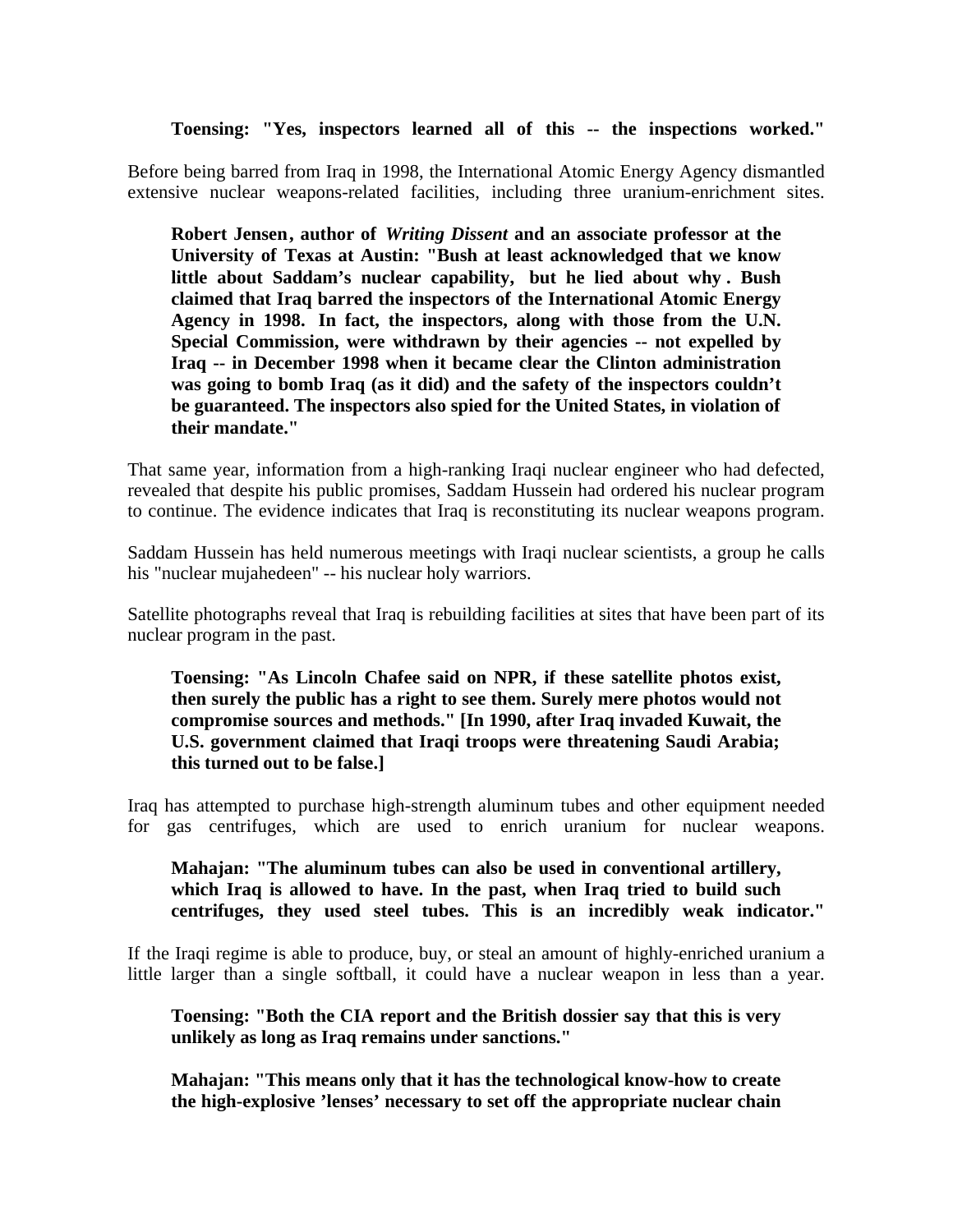> **Toensing: "Yes, inspectors learned all of this -- the inspections worked."**

Before being barred from Iraq in 1998, the International Atomic Energy Agency dismantled extensive nuclear weapons-related facilities, including three uranium-enrichment sites.

> **Robert Jensen, author of *Writing Dissent* and an associate professor at the University of Texas at Austin: "Bush at least acknowledged that we know little about Saddam's nuclear capability, but he lied about why. Bush claimed that Iraq barred the inspectors of the International Atomic Energy Agency in 1998. In fact, the inspectors, along with those from the U.N. Special Commission, were withdrawn by their agencies -- not expelled by Iraq -- in December 1998 when it became clear the Clinton administration was going to bomb Iraq (as it did) and the safety of the inspectors couldn't be guaranteed. The inspectors also spied for the United States, in violation of their mandate."**

That same year, information from a high-ranking Iraqi nuclear engineer who had defected, revealed that despite his public promises, Saddam Hussein had ordered his nuclear program to continue. The evidence indicates that Iraq is reconstituting its nuclear weapons program.

Saddam Hussein has held numerous meetings with Iraqi nuclear scientists, a group he calls his "nuclear mujahedeen" -- his nuclear holy warriors.

Satellite photographs reveal that Iraq is rebuilding facilities at sites that have been part of its nuclear program in the past.

> **Toensing: "As Lincoln Chafee said on NPR, if these satellite photos exist, then surely the public has a right to see them. Surely mere photos would not compromise sources and methods." [In 1990, after Iraq invaded Kuwait, the U.S. government claimed that Iraqi troops were threatening Saudi Arabia; this turned out to be false.]**

Iraq has attempted to purchase high-strength aluminum tubes and other equipment needed for gas centrifuges, which are used to enrich uranium for nuclear weapons.

> **Mahajan: "The aluminum tubes can also be used in conventional artillery, which Iraq is allowed to have. In the past, when Iraq tried to build such centrifuges, they used steel tubes. This is an incredibly weak indicator."**

If the Iraqi regime is able to produce, buy, or steal an amount of highly-enriched uranium a little larger than a single softball, it could have a nuclear weapon in less than a year.

> **Toensing: "Both the CIA report and the British dossier say that this is very unlikely as long as Iraq remains under sanctions."**
>
> **Mahajan: "This means only that it has the technological know-how to create the high-explosive 'lenses' necessary to set off the appropriate nuclear chain**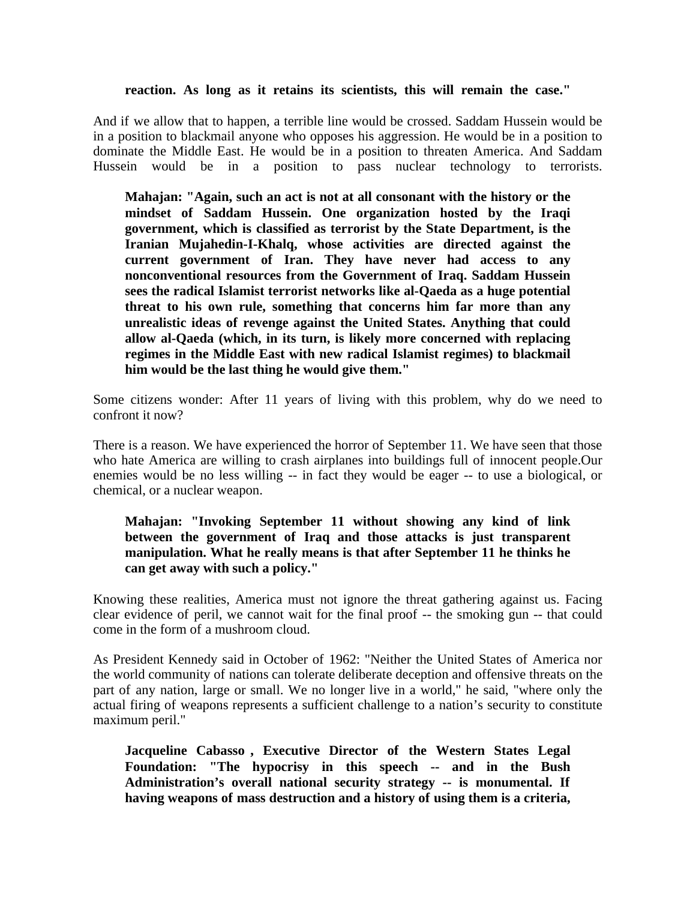**reaction. As long as it retains its scientists, this will remain the case."**

And if we allow that to happen, a terrible line would be crossed. Saddam Hussein would be in a position to blackmail anyone who opposes his aggression. He would be in a position to dominate the Middle East. He would be in a position to threaten America. And Saddam Hussein would be in a position to pass nuclear technology to terrorists.

> **Mahajan: "Again, such an act is not at all consonant with the history or the mindset of Saddam Hussein. One organization hosted by the Iraqi government, which is classified as terrorist by the State Department, is the Iranian Mujahedin-I-Khalq, whose activities are directed against the current government of Iran. They have never had access to any nonconventional resources from the Government of Iraq. Saddam Hussein sees the radical Islamist terrorist networks like al-Qaeda as a huge potential threat to his own rule, something that concerns him far more than any unrealistic ideas of revenge against the United States. Anything that could allow al-Qaeda (which, in its turn, is likely more concerned with replacing regimes in the Middle East with new radical Islamist regimes) to blackmail him would be the last thing he would give them."**

Some citizens wonder: After 11 years of living with this problem, why do we need to confront it now?

There is a reason. We have experienced the horror of September 11. We have seen that those who hate America are willing to crash airplanes into buildings full of innocent people.Our enemies would be no less willing -- in fact they would be eager -- to use a biological, or chemical, or a nuclear weapon.

> **Mahajan: "Invoking September 11 without showing any kind of link between the government of Iraq and those attacks is just transparent manipulation. What he really means is that after September 11 he thinks he can get away with such a policy."**

Knowing these realities, America must not ignore the threat gathering against us. Facing clear evidence of peril, we cannot wait for the final proof -- the smoking gun -- that could come in the form of a mushroom cloud.

As President Kennedy said in October of 1962: "Neither the United States of America nor the world community of nations can tolerate deliberate deception and offensive threats on the part of any nation, large or small. We no longer live in a world," he said, "where only the actual firing of weapons represents a sufficient challenge to a nation's security to constitute maximum peril."

> **Jacqueline Cabasso , Executive Director of the Western States Legal Foundation: "The hypocrisy in this speech -- and in the Bush Administration's overall national security strategy -- is monumental. If having weapons of mass destruction and a history of using them is a criteria,**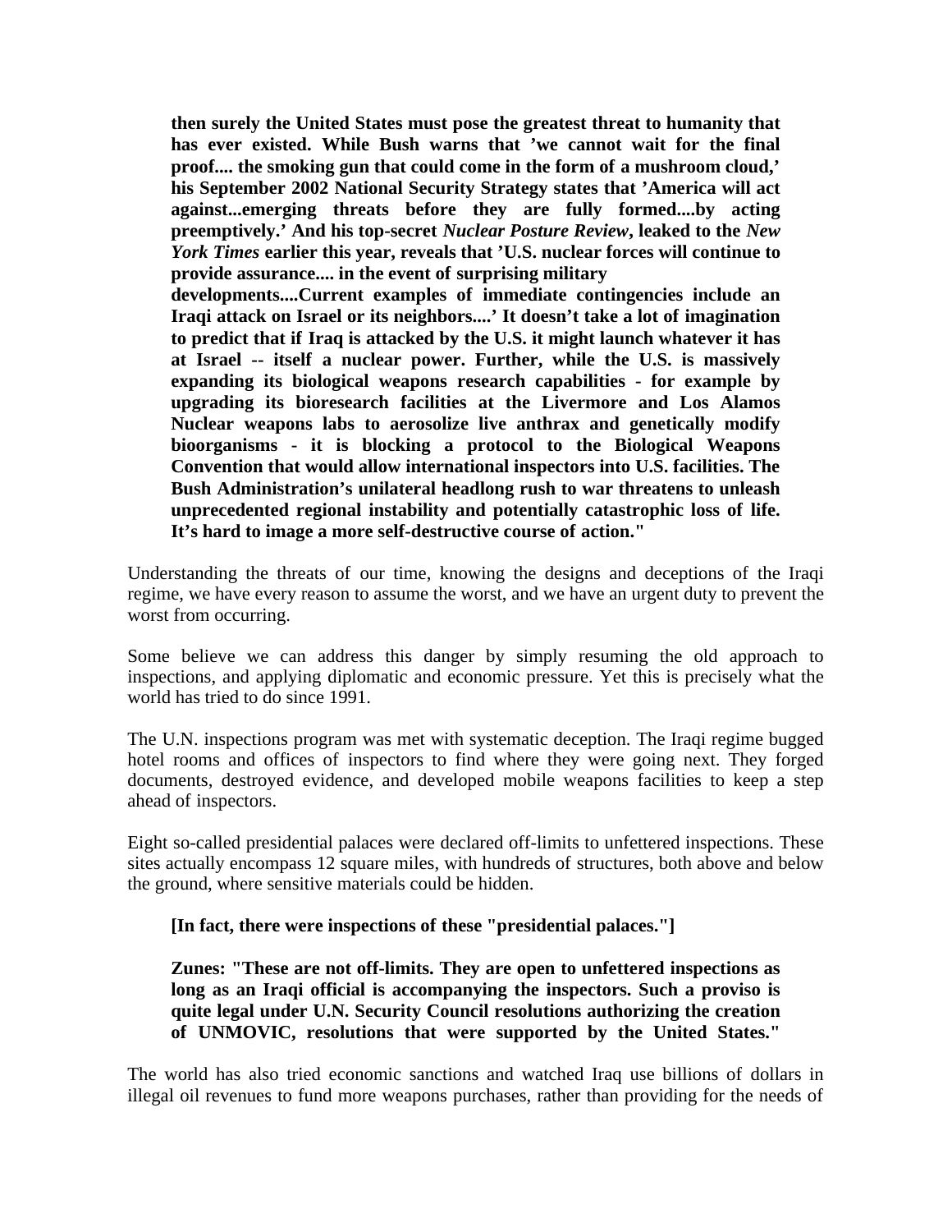**then surely the United States must pose the greatest threat to humanity that has ever existed. While Bush warns that 'we cannot wait for the final proof.... the smoking gun that could come in the form of a mushroom cloud,' his September 2002 National Security Strategy states that 'America will act against...emerging threats before they are fully formed....by acting preemptively.' And his top-secret *Nuclear Posture Review*, leaked to the *New York Times* earlier this year, reveals that 'U.S. nuclear forces will continue to provide assurance.... in the event of surprising military developments....Current examples of immediate contingencies include an Iraqi attack on Israel or its neighbors....' It doesn't take a lot of imagination to predict that if Iraq is attacked by the U.S. it might launch whatever it has at Israel -- itself a nuclear power. Further, while the U.S. is massively expanding its biological weapons research capabilities - for example by upgrading its bioresearch facilities at the Livermore and Los Alamos Nuclear weapons labs to aerosolize live anthrax and genetically modify bioorganisms - it is blocking a protocol to the Biological Weapons Convention that would allow international inspectors into U.S. facilities. The Bush Administration's unilateral headlong rush to war threatens to unleash unprecedented regional instability and potentially catastrophic loss of life. It's hard to image a more self-destructive course of action."**

Understanding the threats of our time, knowing the designs and deceptions of the Iraqi regime, we have every reason to assume the worst, and we have an urgent duty to prevent the worst from occurring.

Some believe we can address this danger by simply resuming the old approach to inspections, and applying diplomatic and economic pressure. Yet this is precisely what the world has tried to do since 1991.

The U.N. inspections program was met with systematic deception. The Iraqi regime bugged hotel rooms and offices of inspectors to find where they were going next. They forged documents, destroyed evidence, and developed mobile weapons facilities to keep a step ahead of inspectors.

Eight so-called presidential palaces were declared off-limits to unfettered inspections. These sites actually encompass 12 square miles, with hundreds of structures, both above and below the ground, where sensitive materials could be hidden.

**[In fact, there were inspections of these "presidential palaces."]**

**Zunes: "These are not off-limits. They are open to unfettered inspections as long as an Iraqi official is accompanying the inspectors. Such a proviso is quite legal under U.N. Security Council resolutions authorizing the creation of UNMOVIC, resolutions that were supported by the United States."**

The world has also tried economic sanctions and watched Iraq use billions of dollars in illegal oil revenues to fund more weapons purchases, rather than providing for the needs of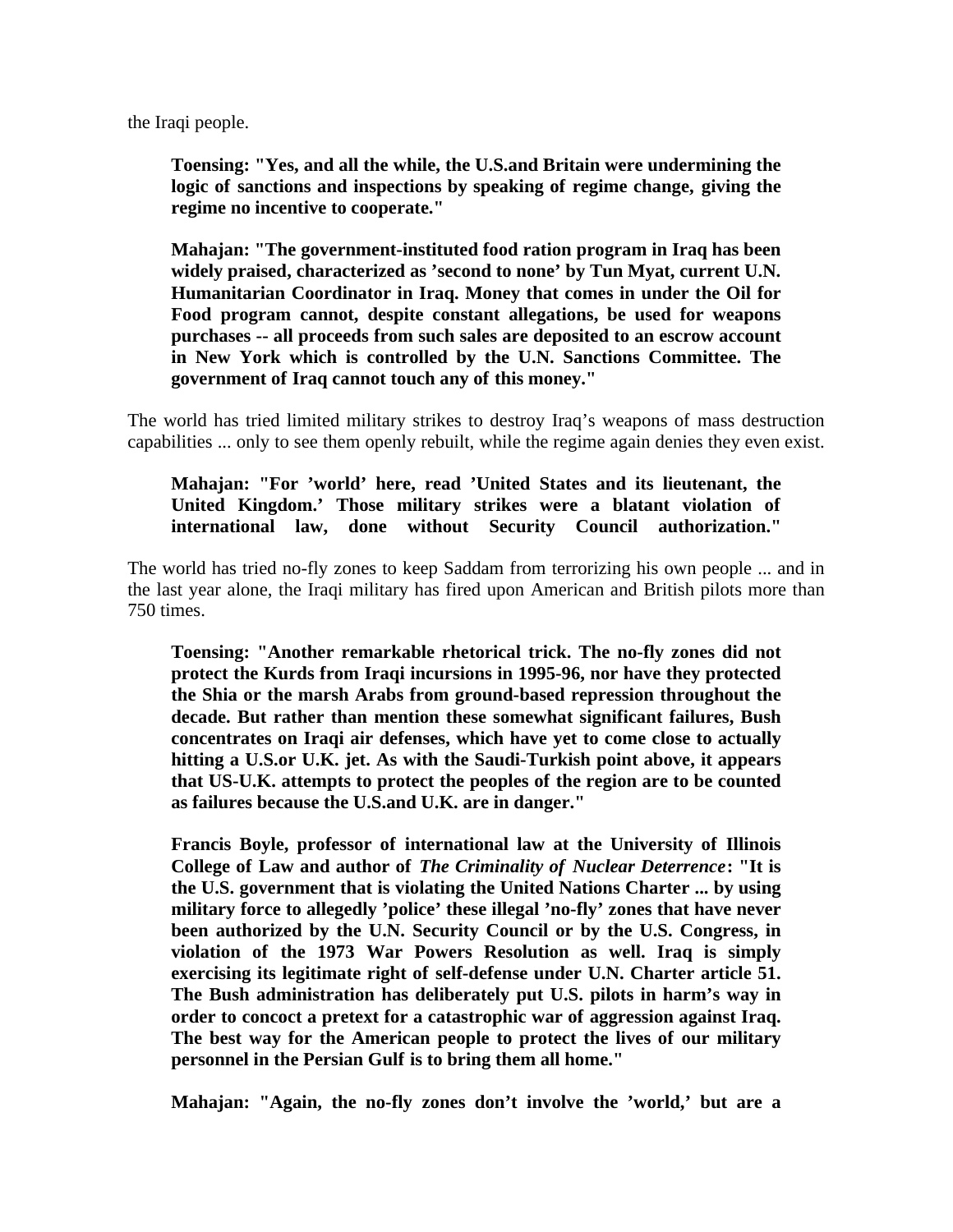the Iraqi people.

> **Toensing: "Yes, and all the while, the U.S.and Britain were undermining the logic of sanctions and inspections by speaking of regime change, giving the regime no incentive to cooperate."**
>
> **Mahajan: "The government-instituted food ration program in Iraq has been widely praised, characterized as 'second to none' by Tun Myat, current U.N. Humanitarian Coordinator in Iraq. Money that comes in under the Oil for Food program cannot, despite constant allegations, be used for weapons purchases -- all proceeds from such sales are deposited to an escrow account in New York which is controlled by the U.N. Sanctions Committee. The government of Iraq cannot touch any of this money."**

The world has tried limited military strikes to destroy Iraq's weapons of mass destruction capabilities ... only to see them openly rebuilt, while the regime again denies they even exist.

> **Mahajan: "For 'world' here, read 'United States and its lieutenant, the United Kingdom.' Those military strikes were a blatant violation of international law, done without Security Council authorization."**

The world has tried no-fly zones to keep Saddam from terrorizing his own people ... and in the last year alone, the Iraqi military has fired upon American and British pilots more than 750 times.

> **Toensing: "Another remarkable rhetorical trick. The no-fly zones did not protect the Kurds from Iraqi incursions in 1995-96, nor have they protected the Shia or the marsh Arabs from ground-based repression throughout the decade. But rather than mention these somewhat significant failures, Bush concentrates on Iraqi air defenses, which have yet to come close to actually hitting a U.S.or U.K. jet. As with the Saudi-Turkish point above, it appears that US-U.K. attempts to protect the peoples of the region are to be counted as failures because the U.S.and U.K. are in danger."**
>
> **Francis Boyle, professor of international law at the University of Illinois College of Law and author of *The Criminality of Nuclear Deterrence*: "It is the U.S. government that is violating the United Nations Charter ... by using military force to allegedly 'police' these illegal 'no-fly' zones that have never been authorized by the U.N. Security Council or by the U.S. Congress, in violation of the 1973 War Powers Resolution as well. Iraq is simply exercising its legitimate right of self-defense under U.N. Charter article 51. The Bush administration has deliberately put U.S. pilots in harm's way in order to concoct a pretext for a catastrophic war of aggression against Iraq. The best way for the American people to protect the lives of our military personnel in the Persian Gulf is to bring them all home."**
>
> **Mahajan: "Again, the no-fly zones don't involve the 'world,' but are a**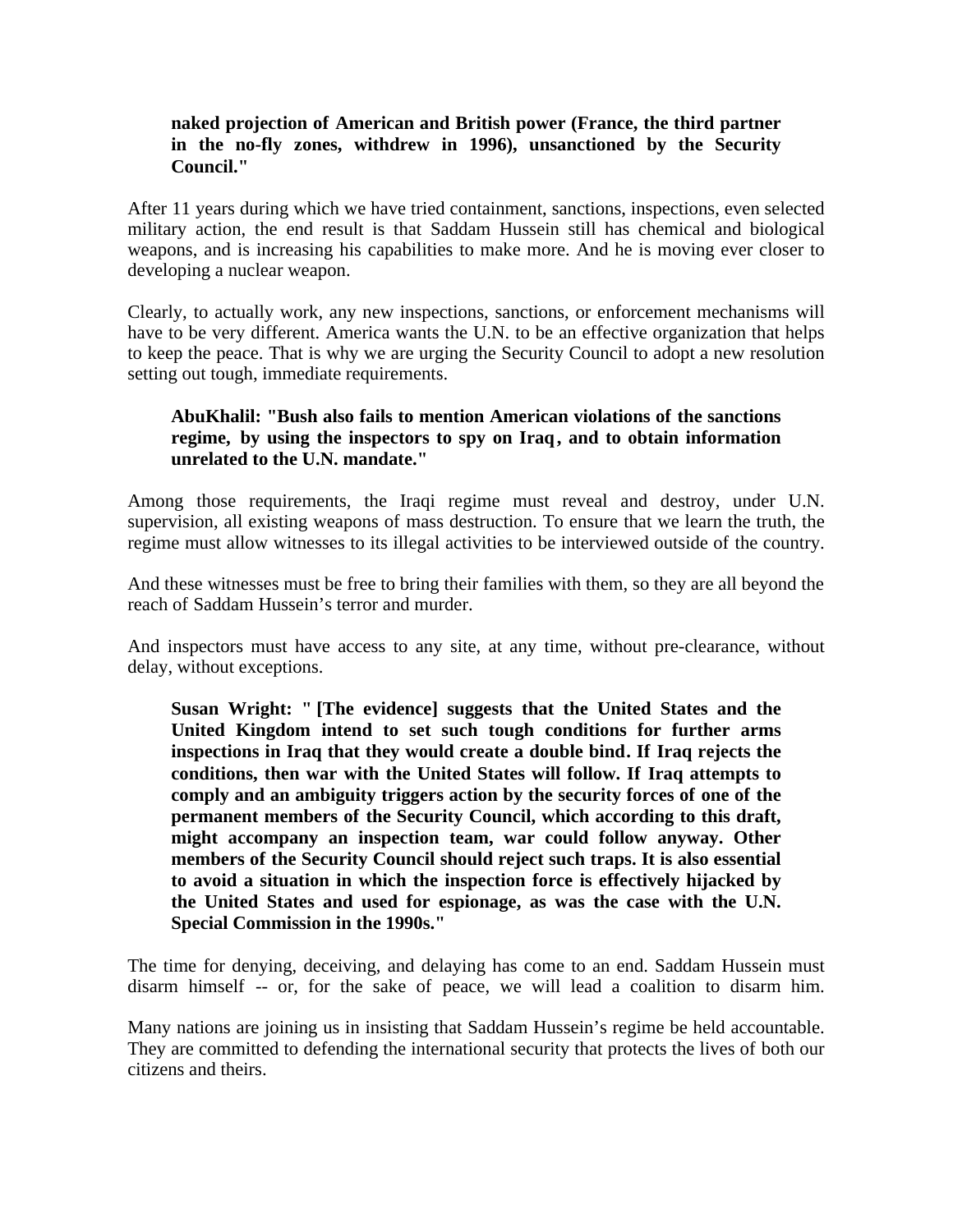**naked projection of American and British power (France, the third partner in the no-fly zones, withdrew in 1996), unsanctioned by the Security Council."**

After 11 years during which we have tried containment, sanctions, inspections, even selected military action, the end result is that Saddam Hussein still has chemical and biological weapons, and is increasing his capabilities to make more. And he is moving ever closer to developing a nuclear weapon.

Clearly, to actually work, any new inspections, sanctions, or enforcement mechanisms will have to be very different. America wants the U.N. to be an effective organization that helps to keep the peace. That is why we are urging the Security Council to adopt a new resolution setting out tough, immediate requirements.

**AbuKhalil: "Bush also fails to mention American violations of the sanctions regime, by using the inspectors to spy on Iraq, and to obtain information unrelated to the U.N. mandate."**

Among those requirements, the Iraqi regime must reveal and destroy, under U.N. supervision, all existing weapons of mass destruction. To ensure that we learn the truth, the regime must allow witnesses to its illegal activities to be interviewed outside of the country.

And these witnesses must be free to bring their families with them, so they are all beyond the reach of Saddam Hussein's terror and murder.

And inspectors must have access to any site, at any time, without pre-clearance, without delay, without exceptions.

**Susan Wright: "[The evidence] suggests that the United States and the United Kingdom intend to set such tough conditions for further arms inspections in Iraq that they would create a double bind. If Iraq rejects the conditions, then war with the United States will follow. If Iraq attempts to comply and an ambiguity triggers action by the security forces of one of the permanent members of the Security Council, which according to this draft, might accompany an inspection team, war could follow anyway. Other members of the Security Council should reject such traps. It is also essential to avoid a situation in which the inspection force is effectively hijacked by the United States and used for espionage, as was the case with the U.N. Special Commission in the 1990s."**

The time for denying, deceiving, and delaying has come to an end. Saddam Hussein must disarm himself -- or, for the sake of peace, we will lead a coalition to disarm him.

Many nations are joining us in insisting that Saddam Hussein's regime be held accountable. They are committed to defending the international security that protects the lives of both our citizens and theirs.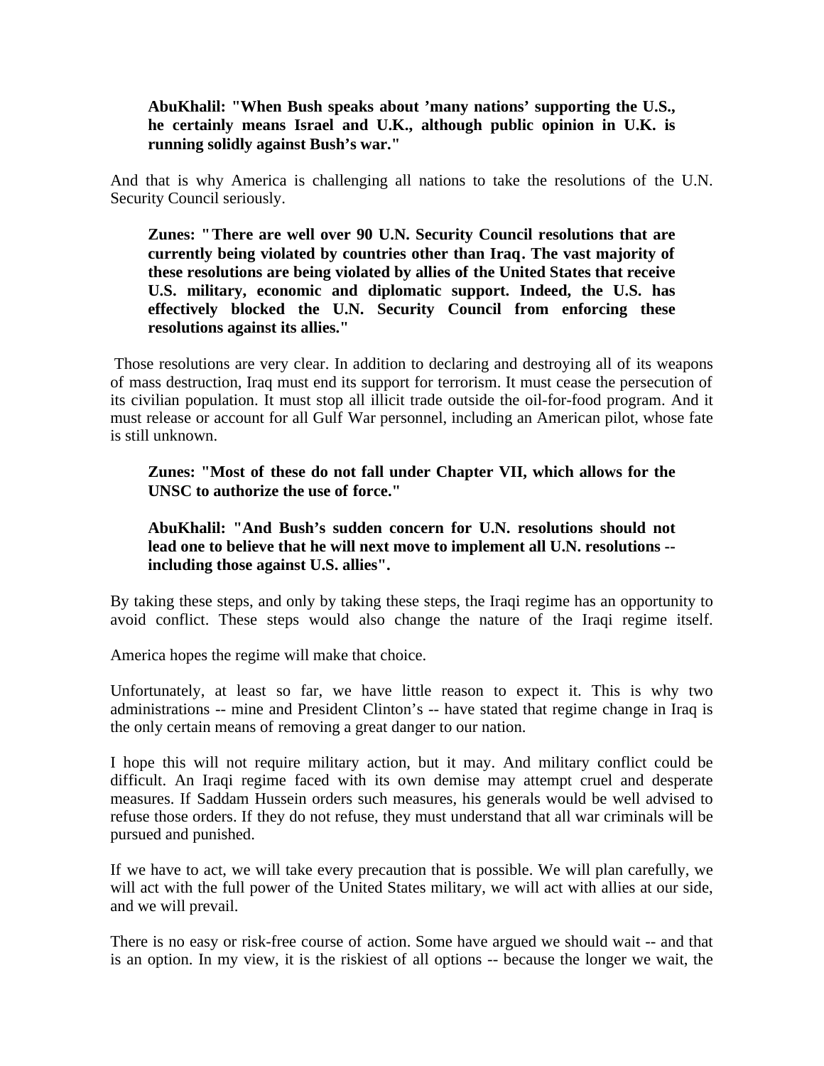> **AbuKhalil: "When Bush speaks about 'many nations' supporting the U.S., he certainly means Israel and U.K., although public opinion in U.K. is running solidly against Bush's war."**

And that is why America is challenging all nations to take the resolutions of the U.N. Security Council seriously.

> **Zunes: "There are well over 90 U.N. Security Council resolutions that are currently being violated by countries other than Iraq. The vast majority of these resolutions are being violated by allies of the United States that receive U.S. military, economic and diplomatic support. Indeed, the U.S. has effectively blocked the U.N. Security Council from enforcing these resolutions against its allies."**

Those resolutions are very clear. In addition to declaring and destroying all of its weapons of mass destruction, Iraq must end its support for terrorism. It must cease the persecution of its civilian population. It must stop all illicit trade outside the oil-for-food program. And it must release or account for all Gulf War personnel, including an American pilot, whose fate is still unknown.

> **Zunes: "Most of these do not fall under Chapter VII, which allows for the UNSC to authorize the use of force."**
>
> **AbuKhalil: "And Bush's sudden concern for U.N. resolutions should not lead one to believe that he will next move to implement all U.N. resolutions -- including those against U.S. allies".**

By taking these steps, and only by taking these steps, the Iraqi regime has an opportunity to avoid conflict. These steps would also change the nature of the Iraqi regime itself.

America hopes the regime will make that choice.

Unfortunately, at least so far, we have little reason to expect it. This is why two administrations -- mine and President Clinton's -- have stated that regime change in Iraq is the only certain means of removing a great danger to our nation.

I hope this will not require military action, but it may. And military conflict could be difficult. An Iraqi regime faced with its own demise may attempt cruel and desperate measures. If Saddam Hussein orders such measures, his generals would be well advised to refuse those orders. If they do not refuse, they must understand that all war criminals will be pursued and punished.

If we have to act, we will take every precaution that is possible. We will plan carefully, we will act with the full power of the United States military, we will act with allies at our side, and we will prevail.

There is no easy or risk-free course of action. Some have argued we should wait -- and that is an option. In my view, it is the riskiest of all options -- because the longer we wait, the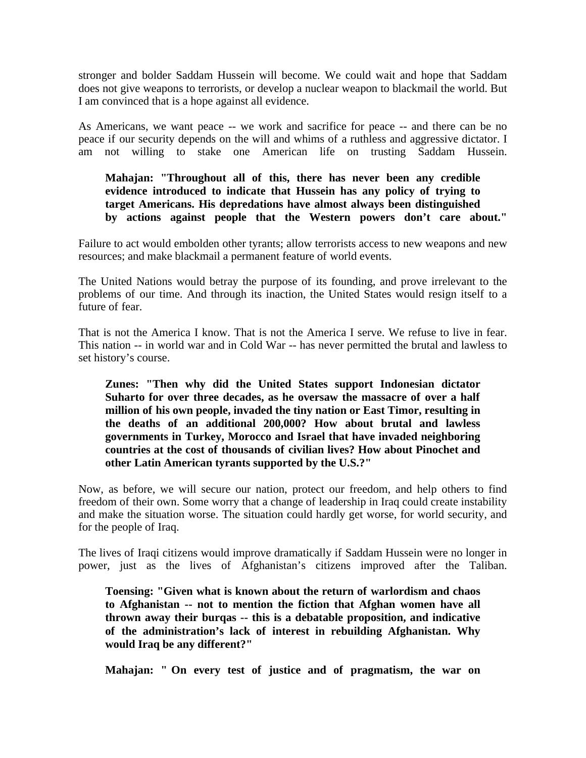stronger and bolder Saddam Hussein will become. We could wait and hope that Saddam does not give weapons to terrorists, or develop a nuclear weapon to blackmail the world. But I am convinced that is a hope against all evidence.

As Americans, we want peace -- we work and sacrifice for peace -- and there can be no peace if our security depends on the will and whims of a ruthless and aggressive dictator. I am not willing to stake one American life on trusting Saddam Hussein.

> **Mahajan: "Throughout all of this, there has never been any credible evidence introduced to indicate that Hussein has any policy of trying to target Americans. His depredations have almost always been distinguished by actions against people that the Western powers don't care about."**

Failure to act would embolden other tyrants; allow terrorists access to new weapons and new resources; and make blackmail a permanent feature of world events.

The United Nations would betray the purpose of its founding, and prove irrelevant to the problems of our time. And through its inaction, the United States would resign itself to a future of fear.

That is not the America I know. That is not the America I serve. We refuse to live in fear. This nation -- in world war and in Cold War -- has never permitted the brutal and lawless to set history's course.

> **Zunes: "Then why did the United States support Indonesian dictator Suharto for over three decades, as he oversaw the massacre of over a half million of his own people, invaded the tiny nation or East Timor, resulting in the deaths of an additional 200,000? How about brutal and lawless governments in Turkey, Morocco and Israel that have invaded neighboring countries at the cost of thousands of civilian lives? How about Pinochet and other Latin American tyrants supported by the U.S.?"**

Now, as before, we will secure our nation, protect our freedom, and help others to find freedom of their own. Some worry that a change of leadership in Iraq could create instability and make the situation worse. The situation could hardly get worse, for world security, and for the people of Iraq.

The lives of Iraqi citizens would improve dramatically if Saddam Hussein were no longer in power, just as the lives of Afghanistan's citizens improved after the Taliban.

> **Toensing: "Given what is known about the return of warlordism and chaos to Afghanistan -- not to mention the fiction that Afghan women have all thrown away their burqas -- this is a debatable proposition, and indicative of the administration's lack of interest in rebuilding Afghanistan. Why would Iraq be any different?"**

> **Mahajan: " On every test of justice and of pragmatism, the war on**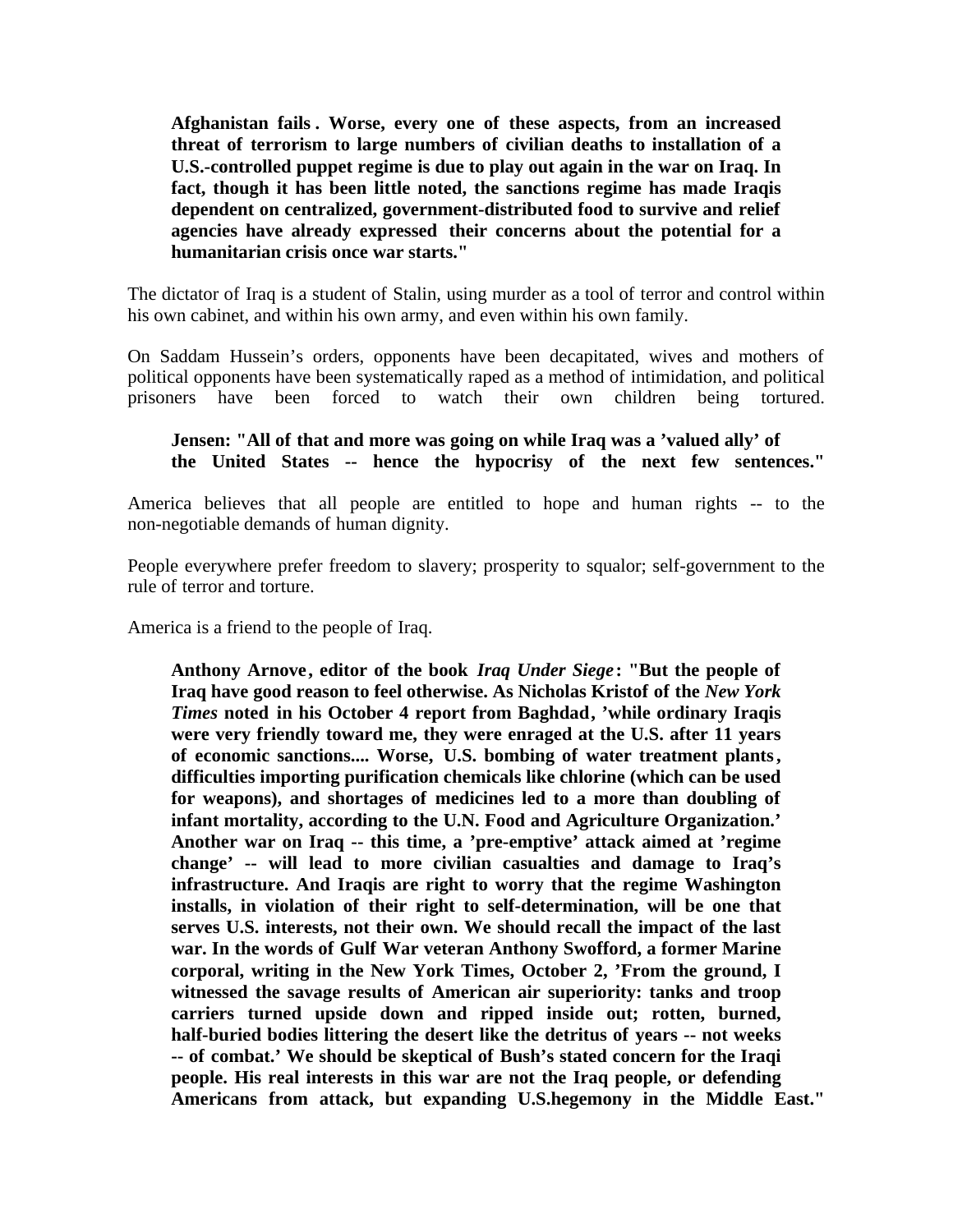**Afghanistan fails. Worse, every one of these aspects, from an increased threat of terrorism to large numbers of civilian deaths to installation of a U.S.-controlled puppet regime is due to play out again in the war on Iraq. In fact, though it has been little noted, the sanctions regime has made Iraqis dependent on centralized, government-distributed food to survive and relief agencies have already expressed their concerns about the potential for a humanitarian crisis once war starts."**

The dictator of Iraq is a student of Stalin, using murder as a tool of terror and control within his own cabinet, and within his own army, and even within his own family.

On Saddam Hussein's orders, opponents have been decapitated, wives and mothers of political opponents have been systematically raped as a method of intimidation, and political prisoners have been forced to watch their own children being tortured.

**Jensen: "All of that and more was going on while Iraq was a 'valued ally' of the United States -- hence the hypocrisy of the next few sentences."**

America believes that all people are entitled to hope and human rights -- to the non-negotiable demands of human dignity.

People everywhere prefer freedom to slavery; prosperity to squalor; self-government to the rule of terror and torture.

America is a friend to the people of Iraq.

**Anthony Arnove, editor of the book *Iraq Under Siege*: "But the people of Iraq have good reason to feel otherwise. As Nicholas Kristof of the *New York Times* noted in his October 4 report from Baghdad, 'while ordinary Iraqis were very friendly toward me, they were enraged at the U.S. after 11 years of economic sanctions.... Worse, U.S. bombing of water treatment plants, difficulties importing purification chemicals like chlorine (which can be used for weapons), and shortages of medicines led to a more than doubling of infant mortality, according to the U.N. Food and Agriculture Organization.' Another war on Iraq -- this time, a 'pre-emptive' attack aimed at 'regime change' -- will lead to more civilian casualties and damage to Iraq's infrastructure. And Iraqis are right to worry that the regime Washington installs, in violation of their right to self-determination, will be one that serves U.S. interests, not their own. We should recall the impact of the last war. In the words of Gulf War veteran Anthony Swofford, a former Marine corporal, writing in the New York Times, October 2, 'From the ground, I witnessed the savage results of American air superiority: tanks and troop carriers turned upside down and ripped inside out; rotten, burned, half-buried bodies littering the desert like the detritus of years -- not weeks -- of combat.' We should be skeptical of Bush's stated concern for the Iraqi people. His real interests in this war are not the Iraq people, or defending Americans from attack, but expanding U.S.hegemony in the Middle East."**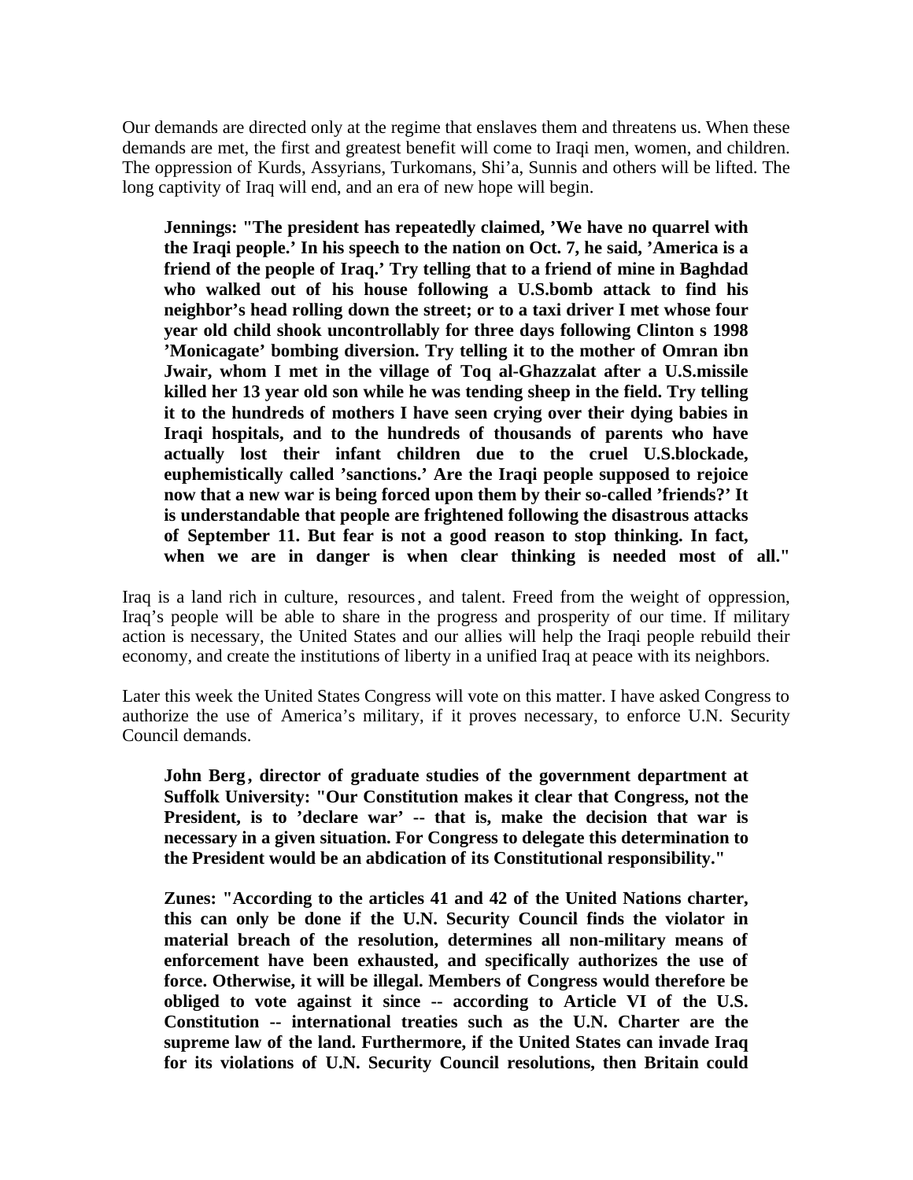Our demands are directed only at the regime that enslaves them and threatens us. When these demands are met, the first and greatest benefit will come to Iraqi men, women, and children. The oppression of Kurds, Assyrians, Turkomans, Shi'a, Sunnis and others will be lifted. The long captivity of Iraq will end, and an era of new hope will begin.

> **Jennings: "The president has repeatedly claimed, 'We have no quarrel with the Iraqi people.' In his speech to the nation on Oct. 7, he said, 'America is a friend of the people of Iraq.' Try telling that to a friend of mine in Baghdad who walked out of his house following a U.S.bomb attack to find his neighbor's head rolling down the street; or to a taxi driver I met whose four year old child shook uncontrollably for three days following Clinton s 1998 'Monicagate' bombing diversion. Try telling it to the mother of Omran ibn Jwair, whom I met in the village of Toq al-Ghazzalat after a U.S.missile killed her 13 year old son while he was tending sheep in the field. Try telling it to the hundreds of mothers I have seen crying over their dying babies in Iraqi hospitals, and to the hundreds of thousands of parents who have actually lost their infant children due to the cruel U.S.blockade, euphemistically called 'sanctions.' Are the Iraqi people supposed to rejoice now that a new war is being forced upon them by their so-called 'friends?' It is understandable that people are frightened following the disastrous attacks of September 11. But fear is not a good reason to stop thinking. In fact, when we are in danger is when clear thinking is needed most of all."**

Iraq is a land rich in culture, resources, and talent. Freed from the weight of oppression, Iraq's people will be able to share in the progress and prosperity of our time. If military action is necessary, the United States and our allies will help the Iraqi people rebuild their economy, and create the institutions of liberty in a unified Iraq at peace with its neighbors.

Later this week the United States Congress will vote on this matter. I have asked Congress to authorize the use of America's military, if it proves necessary, to enforce U.N. Security Council demands.

> **John Berg, director of graduate studies of the government department at Suffolk University: "Our Constitution makes it clear that Congress, not the President, is to 'declare war' -- that is, make the decision that war is necessary in a given situation. For Congress to delegate this determination to the President would be an abdication of its Constitutional responsibility."**

> **Zunes: "According to the articles 41 and 42 of the United Nations charter, this can only be done if the U.N. Security Council finds the violator in material breach of the resolution, determines all non-military means of enforcement have been exhausted, and specifically authorizes the use of force. Otherwise, it will be illegal. Members of Congress would therefore be obliged to vote against it since -- according to Article VI of the U.S. Constitution -- international treaties such as the U.N. Charter are the supreme law of the land. Furthermore, if the United States can invade Iraq for its violations of U.N. Security Council resolutions, then Britain could**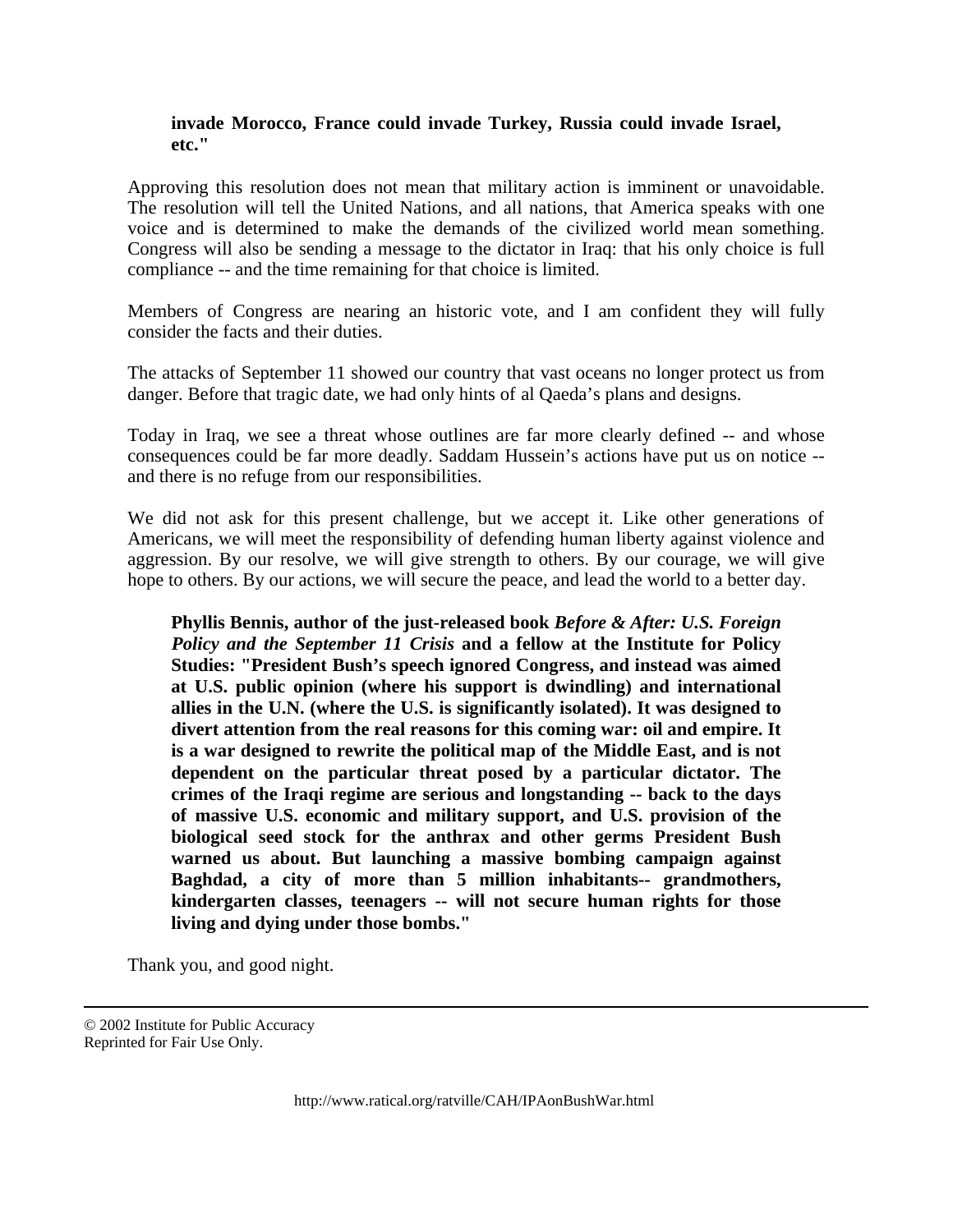**invade Morocco, France could invade Turkey, Russia could invade Israel, etc."**

Approving this resolution does not mean that military action is imminent or unavoidable. The resolution will tell the United Nations, and all nations, that America speaks with one voice and is determined to make the demands of the civilized world mean something. Congress will also be sending a message to the dictator in Iraq: that his only choice is full compliance -- and the time remaining for that choice is limited.

Members of Congress are nearing an historic vote, and I am confident they will fully consider the facts and their duties.

The attacks of September 11 showed our country that vast oceans no longer protect us from danger. Before that tragic date, we had only hints of al Qaeda's plans and designs.

Today in Iraq, we see a threat whose outlines are far more clearly defined -- and whose consequences could be far more deadly. Saddam Hussein's actions have put us on notice -- and there is no refuge from our responsibilities.

We did not ask for this present challenge, but we accept it. Like other generations of Americans, we will meet the responsibility of defending human liberty against violence and aggression. By our resolve, we will give strength to others. By our courage, we will give hope to others. By our actions, we will secure the peace, and lead the world to a better day.

> **Phyllis Bennis, author of the just-released book *Before & After: U.S. Foreign Policy and the September 11 Crisis* and a fellow at the Institute for Policy Studies: "President Bush's speech ignored Congress, and instead was aimed at U.S. public opinion (where his support is dwindling) and international allies in the U.N. (where the U.S. is significantly isolated). It was designed to divert attention from the real reasons for this coming war: oil and empire. It is a war designed to rewrite the political map of the Middle East, and is not dependent on the particular threat posed by a particular dictator. The crimes of the Iraqi regime are serious and longstanding -- back to the days of massive U.S. economic and military support, and U.S. provision of the biological seed stock for the anthrax and other germs President Bush warned us about. But launching a massive bombing campaign against Baghdad, a city of more than 5 million inhabitants-- grandmothers, kindergarten classes, teenagers -- will not secure human rights for those living and dying under those bombs."**

Thank you, and good night.

---

© 2002 Institute for Public Accuracy
Reprinted for Fair Use Only.